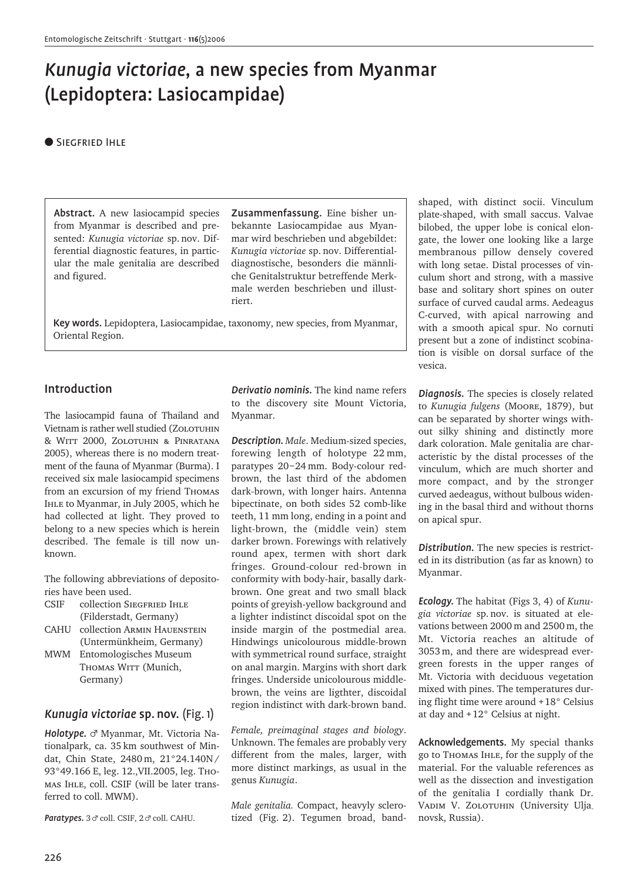# *Kunugia victoriae*, a new species from Myanmar (Lepidoptera: Lasiocampidae)

● Siegfried Ihle

**Abstract.** A new lasiocampid species from Myanmar is described and presented: *Kunugia victoriae* sp. nov. Differential diagnostic features, in particular the male genitalia are described and figured.

**Zusammenfassung.** Eine bisher unbekannte Lasiocampidae aus Myanmar wird beschrieben und abgebildet: *Kunugia victoriae* sp. nov. Differentialdiagnostische, besonders die männliche Genitalstruktur betreffende Merkmale werden beschrieben und illustriert.

**Key words.** Lepidoptera, Lasiocampidae, taxonomy, new species, from Myanmar, Oriental Region.

## Introduction

The lasiocampid fauna of Thailand and Vietnam is rather well studied (Zolotuhin & Witt 2000, Zolotuhin & Pinratana 2005), whereas there is no modern treatment of the fauna of Myanmar (Burma). I received six male lasiocampid specimens from an excursion of my friend Thomas Ihle to Myanmar, in July 2005, which he had collected at light. They proved to belong to a new species which is herein described. The female is till now unknown.

The following abbreviations of depositories have been used.

- CSIF collection Siegfried Ihle (Filderstadt, Germany)
- CAHU collection Armin Hauenstein (Untermünkheim, Germany)
- MWM Entomologisches Museum Thomas Witt (Munich, Germany)

## *Kunugia victoriae* sp. nov. (Fig. 1)

***Holotype.*** ♂ Myanmar, Mt. Victoria Nationalpark, ca. 35 km southwest of Mindat, Chin State, 2480 m, 21°24.140N/93°49.166 E, leg. 12.,VII.2005, leg. Thomas Ihle, coll. CSIF (will be later transferred to coll. MWM).

***Paratypes.*** 3♂ coll. CSIF, 2♂ coll. CAHU.

***Derivatio nominis.*** The kind name refers to the discovery site Mount Victoria, Myanmar.

***Description.*** *Male*. Medium-sized species, forewing length of holotype 22 mm, paratypes 20–24 mm. Body-colour red-brown, the last third of the abdomen dark-brown, with longer hairs. Antenna bipectinate, on both sides 52 comb-like teeth, 11 mm long, ending in a point and light-brown, the (middle vein) stem darker brown. Forewings with relatively round apex, termen with short dark fringes. Ground-colour red-brown in conformity with body-hair, basally dark-brown. One great and two small black points of greyish-yellow background and a lighter indistinct discoidal spot on the inside margin of the postmedial area. Hindwings unicolourous middle-brown with symmetrical round surface, straight on anal margin. Margins with short dark fringes. Underside unicolourous middle-brown, the veins are ligthter, discoidal region indistinct with dark-brown band.

*Female, preimaginal stages and biology*. Unknown. The females are probably very different from the males, larger, with more distinct markings, as usual in the genus *Kunugia*.

*Male genitalia.* Compact, heavyly sclerotized (Fig. 2). Tegumen broad, band-shaped, with distinct socii. Vinculum plate-shaped, with small saccus. Valvae bilobed, the upper lobe is conical elongate, the lower one looking like a large membranous pillow densely covered with long setae. Distal processes of vinculum short and strong, with a massive base and solitary short spines on outer surface of curved caudal arms. Aedeagus C-curved, with apical narrowing and with a smooth apical spur. No cornuti present but a zone of indistinct scobination is visible on dorsal surface of the vesica.

***Diagnosis.*** The species is closely related to *Kunugia fulgens* (Moore, 1879), but can be separated by shorter wings without silky shining and distinctly more dark coloration. Male genitalia are characteristic by the distal processes of the vinculum, which are much shorter and more compact, and by the stronger curved aedeagus, without bulbous widening in the basal third and without thorns on apical spur.

***Distribution.*** The new species is restricted in its distribution (as far as known) to Myanmar.

***Ecology.*** The habitat (Figs 3, 4) of *Kunugia victoriae* sp. nov. is situated at elevations between 2000 m and 2500 m, the Mt. Victoria reaches an altitude of 3053 m, and there are widespread evergreen forests in the upper ranges of Mt. Victoria with deciduous vegetation mixed with pines. The temperatures during flight time were around +18° Celsius at day and +12° Celsius at night.

**Acknowledgements.** My special thanks go to Thomas Ihle, for the supply of the material. For the valuable references as well as the dissection and investigation of the genitalia I cordially thank Dr. Vadim V. Zolotuhin (University Uljanovsk, Russia).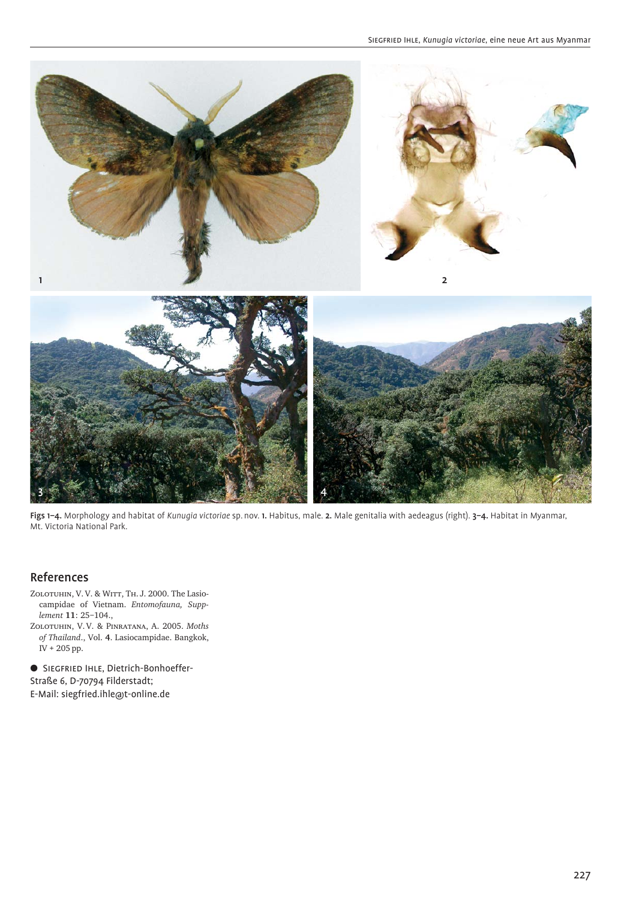Figs 1–4. Morphology and habitat of *Kunugia victoriae* sp. nov. 1. Habitus, male. 2. Male genitalia with aedeagus (right). 3–4. Habitat in Myanmar, Mt. Victoria National Park.

## References

Zolotuhin, V. V. & Witt, Th. J. 2000. The Lasiocampidae of Vietnam. *Entomofauna, Supplement* **11**: 25–104.,

Zolotuhin, V. V. & Pinratana, A. 2005. *Moths of Thailand*., Vol. **4**. Lasiocampidae. Bangkok, IV + 205 pp.

● Siegfried Ihle, Dietrich-Bonhoeffer-Straße 6, D-70794 Filderstadt;
E-Mail: siegfried.ihle@t-online.de